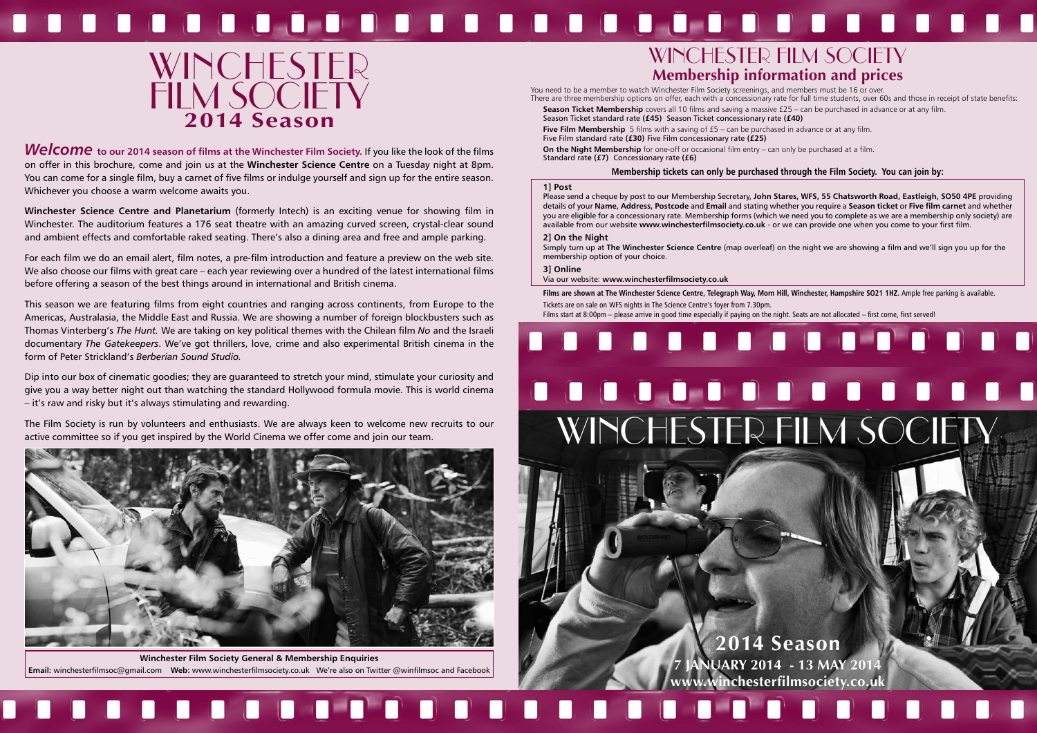# WINCHESTER FILM SOCIETY

## 2014 Season

***Welcome*** **to our 2014 season of films at the Winchester Film Society.** If you like the look of the films on offer in this brochure, come and join us at the **Winchester Science Centre** on a Tuesday night at 8pm. You can come for a single film, buy a carnet of five films or indulge yourself and sign up for the entire season. Whichever you choose a warm welcome awaits you.

**Winchester Science Centre and Planetarium** (formerly Intech) is an exciting venue for showing film in Winchester. The auditorium features a 176 seat theatre with an amazing curved screen, crystal-clear sound and ambient effects and comfortable raked seating. There's also a dining area and free and ample parking.

For each film we do an email alert, film notes, a pre-film introduction and feature a preview on the web site. We also choose our films with great care – each year reviewing over a hundred of the latest international films before offering a season of the best things around in international and British cinema.

This season we are featuring films from eight countries and ranging across continents, from Europe to the Americas, Australasia, the Middle East and Russia. We are showing a number of foreign blockbusters such as Thomas Vinterberg's *The Hunt.* We are taking on key political themes with the Chilean film *No* and the Israeli documentary *The Gatekeepers*. We've got thrillers, love, crime and also experimental British cinema in the form of Peter Strickland's *Berberian Sound Studio.*

Dip into our box of cinematic goodies; they are guaranteed to stretch your mind, stimulate your curiosity and give you a way better night out than watching the standard Hollywood formula movie. This is world cinema – it's raw and risky but it's always stimulating and rewarding.

The Film Society is run by volunteers and enthusiasts. We are always keen to welcome new recruits to our active committee so if you get inspired by the World Cinema we offer come and join our team.

**Winchester Film Society General & Membership Enquiries**

**Email:** winchesterfilmsoc@gmail.com **Web:** www.winchesterfilmsociety.co.uk We're also on Twitter @winfilmsoc and Facebook

# WINCHESTER FILM SOCIETY

## Membership information and prices

You need to be a member to watch Winchester Film Society screenings, and members must be 16 or over.
There are three membership options on offer, each with a concessionary rate for full time students, over 60s and those in receipt of state benefits:

**Season Ticket Membership** covers all 10 films and saving a massive £25 – can be purchased in advance or at any film.
Season Ticket standard rate **(£45)** Season Ticket concessionary rate **(£40)**

**Five Film Membership** 5 films with a saving of £5 – can be purchased in advance or at any film.
Five Film standard rate **(£30)** Five Film concessionary rate **(£25)**

**On the Night Membership** for one-off or occasional film entry – can only be purchased at a film.
Standard rate **(£7)** Concessionary rate **(£6)**

**Membership tickets can only be purchased through the Film Society. You can join by:**

**1] Post**
Please send a cheque by post to our Membership Secretary, **John Stares, WFS, 55 Chatsworth Road, Eastleigh, SO50 4PE** providing details of your **Name, Address, Postcode** and **Email** and stating whether you require a **Season ticket** or **Five film carnet** and whether you are eligible for a concessionary rate. Membership forms (which we need you to complete as we are a membership only society) are available from our website **www.winchesterfilmsociety.co.uk** - or we can provide one when you come to your first film.

**2] On the Night**
Simply turn up at **The Winchester Science Centre** (map overleaf) on the night we are showing a film and we'll sign you up for the membership option of your choice.

**3] Online**
Via our website: **www.winchesterfilmsociety.co.uk**

**Films are shown at The Winchester Science Centre, Telegraph Way, Morn Hill, Winchester, Hampshire SO21 1HZ.** Ample free parking is available.

Tickets are on sale on WFS nights in The Science Centre's foyer from 7.30pm.

Films start at 8:00pm – please arrive in good time especially if paying on the night. Seats are not allocated – first come, first served!

# WINCHESTER FILM SOCIETY

**2014 Season**

**7 JANUARY 2014 - 13 MAY 2014**

**www.winchesterfilmsociety.co.uk**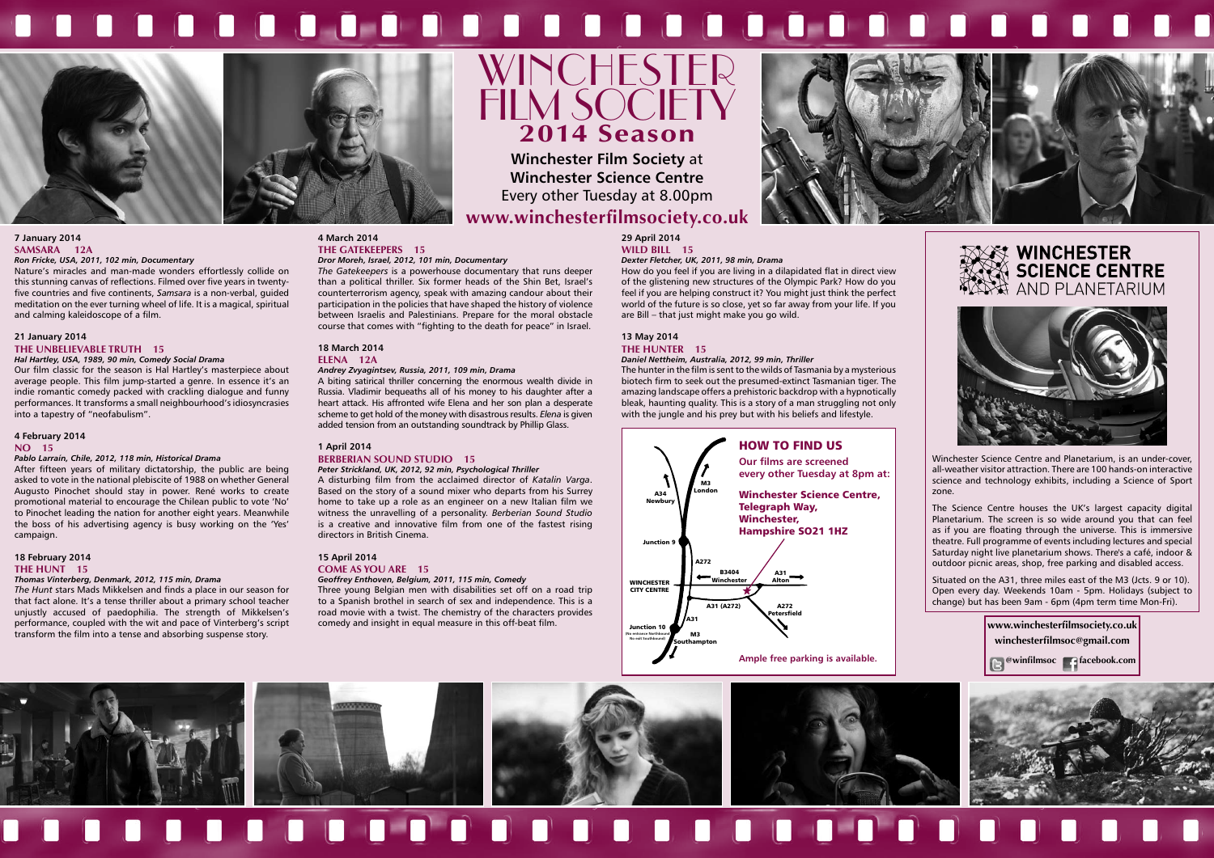# WINCHESTER FILM SOCIETY

## 2014 Season

**Winchester Film Society** at
**Winchester Science Centre**
Every other Tuesday at 8.00pm

**www.winchesterfilmsociety.co.uk**

**7 January 2014**
**SAMSARA 12A**
*Ron Fricke, USA, 2011, 102 min, Documentary*
Nature's miracles and man-made wonders effortlessly collide on this stunning canvas of reflections. Filmed over five years in twenty-five countries and five continents, *Samsara* is a non-verbal, guided meditation on the ever turning wheel of life. It is a magical, spiritual and calming kaleidoscope of a film.

**21 January 2014**
**THE UNBELIEVABLE TRUTH 15**
*Hal Hartley, USA, 1989, 90 min, Comedy Social Drama*
Our film classic for the season is Hal Hartley's masterpiece about average people. This film jump-started a genre. In essence it's an indie romantic comedy packed with crackling dialogue and funny performances. It transforms a small neighbourhood's idiosyncrasies into a tapestry of "neofabulism".

**4 February 2014**
**NO 15**
*Pablo Larrain, Chile, 2012, 118 min, Historical Drama*
After fifteen years of military dictatorship, the public are being asked to vote in the national plebiscite of 1988 on whether General Augusto Pinochet should stay in power. René works to create promotional material to encourage the Chilean public to vote 'No' to Pinochet leading the nation for another eight years. Meanwhile the boss of his advertising agency is busy working on the 'Yes' campaign.

**18 February 2014**
**THE HUNT 15**
*Thomas Vinterberg, Denmark, 2012, 115 min, Drama*
*The Hunt* stars Mads Mikkelsen and finds a place in our season for that fact alone. It's a tense thriller about a primary school teacher unjustly accused of paedophilia. The strength of Mikkelsen's performance, coupled with the wit and pace of Vinterberg's script transform the film into a tense and absorbing suspense story.

**4 March 2014**
**THE GATEKEEPERS 15**
*Dror Moreh, Israel, 2012, 101 min, Documentary*
*The Gatekeepers* is a powerhouse documentary that runs deeper than a political thriller. Six former heads of the Shin Bet, Israel's counterterrorism agency, speak with amazing candour about their participation in the policies that have shaped the history of violence between Israelis and Palestinians. Prepare for the moral obstacle course that comes with "fighting to the death for peace" in Israel.

**18 March 2014**
**ELENA 12A**
*Andrey Zvyagintsev, Russia, 2011, 109 min, Drama*
A biting satirical thriller concerning the enormous wealth divide in Russia. Vladimir bequeaths all of his money to his daughter after a heart attack. His affronted wife Elena and her son plan a desperate scheme to get hold of the money with disastrous results. *Elena* is given added tension from an outstanding soundtrack by Phillip Glass.

**1 April 2014**
**BERBERIAN SOUND STUDIO 15**
*Peter Strickland, UK, 2012, 92 min, Psychological Thriller*
A disturbing film from the acclaimed director of *Katalin Varga*. Based on the story of a sound mixer who departs from his Surrey home to take up a role as an engineer on a new Italian film we witness the unravelling of a personality. *Berberian Sound Studio* is a creative and innovative film from one of the fastest rising directors in British Cinema.

**15 April 2014**
**COME AS YOU ARE 15**
*Geoffrey Enthoven, Belgium, 2011, 115 min, Comedy*
Three young Belgian men with disabilities set off on a road trip to a Spanish brothel in search of sex and independence. This is a road movie with a twist. The chemistry of the characters provides comedy and insight in equal measure in this off-beat film.

**29 April 2014**
**WILD BILL 15**
*Dexter Fletcher, UK, 2011, 98 min, Drama*
How do you feel if you are living in a dilapidated flat in direct view of the glistening new structures of the Olympic Park? How do you feel if you are helping construct it? You might just think the perfect world of the future is so close, yet so far away from your life. If you are Bill – that just might make you go wild.

**13 May 2014**
**THE HUNTER 15**
*Daniel Nettheim, Australia, 2012, 99 min, Thriller*
The hunter in the film is sent to the wilds of Tasmania by a mysterious biotech firm to seek out the presumed-extinct Tasmanian tiger. The amazing landscape offers a prehistoric backdrop with a hypnotically bleak, haunting quality. This is a story of a man struggling not only with the jungle and his prey but with his beliefs and lifestyle.

## HOW TO FIND US

**Our films are screened every other Tuesday at 8pm at:**

**Winchester Science Centre,**
**Telegraph Way,**
**Winchester,**
**Hampshire SO21 1HZ**

A34
Newbury
M3
London
Junction 9
A272
B3404
Winchester
A31
Alton
WINCHESTER
CITY CENTRE
A31 (A272)
A272
Petersfield
A31
Junction 10
(No entrance Northbound, No exit Southbound)
M3
Southampton

**Ample free parking is available.**

## WINCHESTER SCIENCE CENTRE AND PLANETARIUM

Winchester Science Centre and Planetarium, is an under-cover, all-weather visitor attraction. There are 100 hands-on interactive science and technology exhibits, including a Science of Sport zone.

The Science Centre houses the UK's largest capacity digital Planetarium. The screen is so wide around you that can feel as if you are floating through the universe. This is immersive theatre. Full programme of events including lectures and special Saturday night live planetarium shows. There's a café, indoor & outdoor picnic areas, shop, free parking and disabled access.

Situated on the A31, three miles east of the M3 (Jcts. 9 or 10). Open every day. Weekends 10am - 5pm. Holidays (subject to change) but has been 9am - 6pm (4pm term time Mon-Fri).

**www.winchesterfilmsociety.co.uk**
**winchesterfilmsoc@gmail.com**
**@winfilmsoc** **facebook.com**